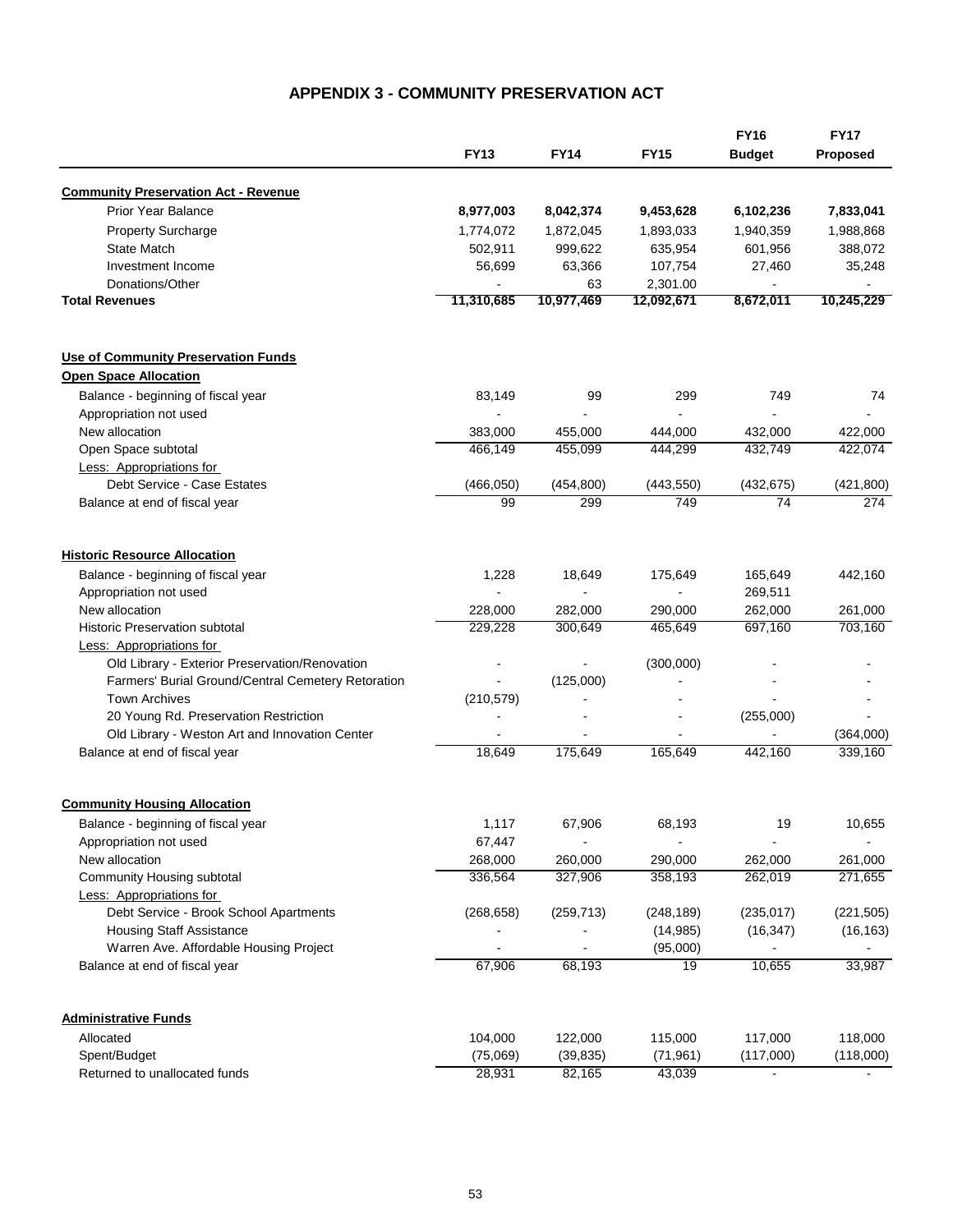# APPENDIX 3 - COMMUNITY PRESERVATION ACT

| | FY13 | FY14 | FY15 | FY16 Budget | FY17 Proposed |
|---|---|---|---|---|---|
| **Community Preservation Act - Revenue** | | | | | |
| Prior Year Balance | **8,977,003** | **8,042,374** | **9,453,628** | **6,102,236** | **7,833,041** |
| Property Surcharge | 1,774,072 | 1,872,045 | 1,893,033 | 1,940,359 | 1,988,868 |
| State Match | 502,911 | 999,622 | 635,954 | 601,956 | 388,072 |
| Investment Income | 56,699 | 63,366 | 107,754 | 27,460 | 35,248 |
| Donations/Other | - | 63 | 2,301.00 | - | - |
| **Total Revenues** | **11,310,685** | **10,977,469** | **12,092,671** | **8,672,011** | **10,245,229** |
| | | | | | |
| **Use of Community Preservation Funds** | | | | | |
| **Open Space Allocation** | | | | | |
| Balance - beginning of fiscal year | 83,149 | 99 | 299 | 749 | 74 |
| Appropriation not used | - | - | - | - | - |
| New allocation | 383,000 | 455,000 | 444,000 | 432,000 | 422,000 |
| Open Space subtotal | 466,149 | 455,099 | 444,299 | 432,749 | 422,074 |
| Less: Appropriations for | | | | | |
| Debt Service - Case Estates | (466,050) | (454,800) | (443,550) | (432,675) | (421,800) |
| Balance at end of fiscal year | 99 | 299 | 749 | 74 | 274 |
| | | | | | |
| **Historic Resource Allocation** | | | | | |
| Balance - beginning of fiscal year | 1,228 | 18,649 | 175,649 | 165,649 | 442,160 |
| Appropriation not used | - | - | - | 269,511 | |
| New allocation | 228,000 | 282,000 | 290,000 | 262,000 | 261,000 |
| Historic Preservation subtotal | 229,228 | 300,649 | 465,649 | 697,160 | 703,160 |
| Less: Appropriations for | | | | | |
| Old Library - Exterior Preservation/Renovation | - | - | (300,000) | - | - |
| Farmers' Burial Ground/Central Cemetery Retoration | - | (125,000) | - | - | - |
| Town Archives | (210,579) | - | - | - | - |
| 20 Young Rd. Preservation Restriction | - | - | - | (255,000) | - |
| Old Library - Weston Art and Innovation Center | - | - | - | - | (364,000) |
| Balance at end of fiscal year | 18,649 | 175,649 | 165,649 | 442,160 | 339,160 |
| | | | | | |
| **Community Housing Allocation** | | | | | |
| Balance - beginning of fiscal year | 1,117 | 67,906 | 68,193 | 19 | 10,655 |
| Appropriation not used | 67,447 | - | - | - | - |
| New allocation | 268,000 | 260,000 | 290,000 | 262,000 | 261,000 |
| Community Housing subtotal | 336,564 | 327,906 | 358,193 | 262,019 | 271,655 |
| Less: Appropriations for | | | | | |
| Debt Service - Brook School Apartments | (268,658) | (259,713) | (248,189) | (235,017) | (221,505) |
| Housing Staff Assistance | - | - | (14,985) | (16,347) | (16,163) |
| Warren Ave. Affordable Housing Project | - | - | (95,000) | - | - |
| Balance at end of fiscal year | 67,906 | 68,193 | 19 | 10,655 | 33,987 |
| | | | | | |
| **Administrative Funds** | | | | | |
| Allocated | 104,000 | 122,000 | 115,000 | 117,000 | 118,000 |
| Spent/Budget | (75,069) | (39,835) | (71,961) | (117,000) | (118,000) |
| Returned to unallocated funds | 28,931 | 82,165 | 43,039 | - | - |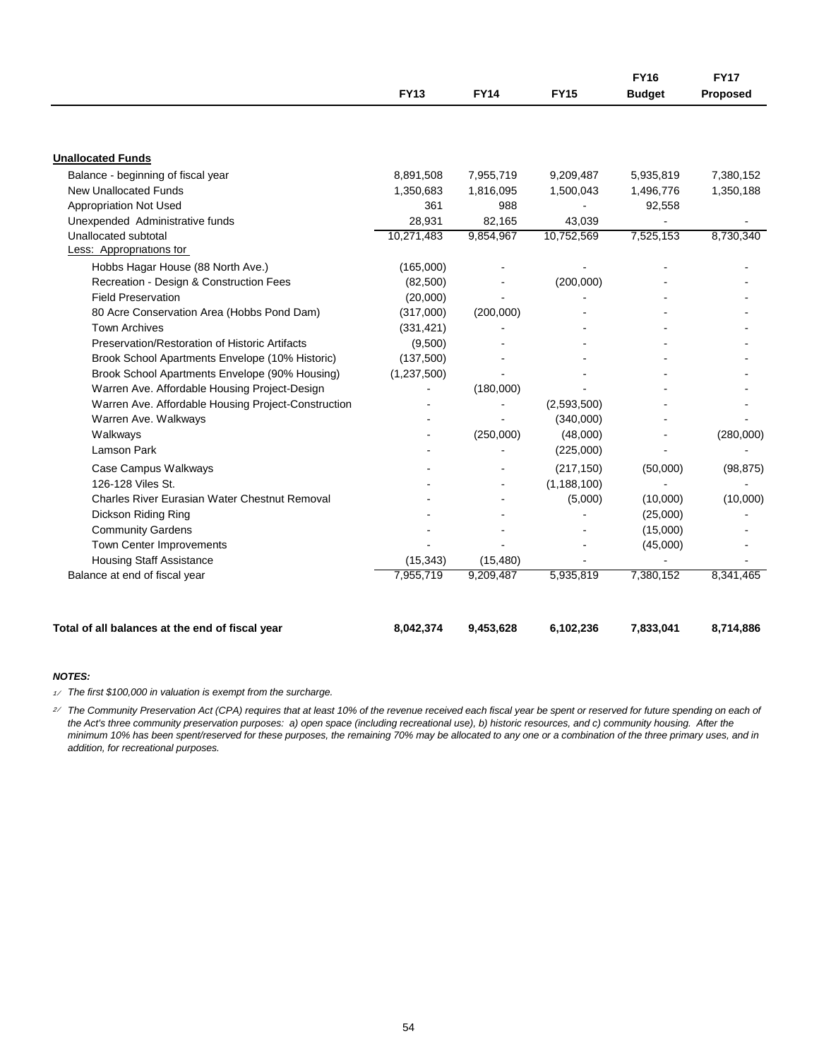| | FY13 | FY14 | FY15 | FY16 Budget | FY17 Proposed |
|---|---|---|---|---|---|
| **Unallocated Funds** | | | | | |
| Balance - beginning of fiscal year | 8,891,508 | 7,955,719 | 9,209,487 | 5,935,819 | 7,380,152 |
| New Unallocated Funds | 1,350,683 | 1,816,095 | 1,500,043 | 1,496,776 | 1,350,188 |
| Appropriation Not Used | 361 | 988 | - | 92,558 | |
| Unexpended Administrative funds | 28,931 | 82,165 | 43,039 | - | - |
| Unallocated subtotal | 10,271,483 | 9,854,967 | 10,752,569 | 7,525,153 | 8,730,340 |
| Less: Appropriations for | | | | | |
| Hobbs Hagar House (88 North Ave.) | (165,000) | - | - | - | - |
| Recreation - Design & Construction Fees | (82,500) | - | (200,000) | - | - |
| Field Preservation | (20,000) | - | - | - | - |
| 80 Acre Conservation Area (Hobbs Pond Dam) | (317,000) | (200,000) | - | - | - |
| Town Archives | (331,421) | - | - | - | - |
| Preservation/Restoration of Historic Artifacts | (9,500) | - | - | - | - |
| Brook School Apartments Envelope (10% Historic) | (137,500) | - | - | - | - |
| Brook School Apartments Envelope (90% Housing) | (1,237,500) | - | - | - | - |
| Warren Ave. Affordable Housing Project-Design | - | (180,000) | - | - | - |
| Warren Ave. Affordable Housing Project-Construction | - | - | (2,593,500) | - | - |
| Warren Ave. Walkways | - | - | (340,000) | - | - |
| Walkways | - | (250,000) | (48,000) | - | (280,000) |
| Lamson Park | - | - | (225,000) | - | - |
| Case Campus Walkways | - | - | (217,150) | (50,000) | (98,875) |
| 126-128 Viles St. | - | - | (1,188,100) | - | - |
| Charles River Eurasian Water Chestnut Removal | - | - | (5,000) | (10,000) | (10,000) |
| Dickson Riding Ring | - | - | - | (25,000) | - |
| Community Gardens | - | - | - | (15,000) | - |
| Town Center Improvements | - | - | - | (45,000) | - |
| Housing Staff Assistance | (15,343) | (15,480) | - | - | - |
| Balance at end of fiscal year | 7,955,719 | 9,209,487 | 5,935,819 | 7,380,152 | 8,341,465 |
| **Total of all balances at the end of fiscal year** | **8,042,374** | **9,453,628** | **6,102,236** | **7,833,041** | **8,714,886** |

***NOTES:***

*1/ The first $100,000 in valuation is exempt from the surcharge.*

*2/ The Community Preservation Act (CPA) requires that at least 10% of the revenue received each fiscal year be spent or reserved for future spending on each of the Act's three community preservation purposes: a) open space (including recreational use), b) historic resources, and c) community housing. After the minimum 10% has been spent/reserved for these purposes, the remaining 70% may be allocated to any one or a combination of the three primary uses, and in addition, for recreational purposes.*